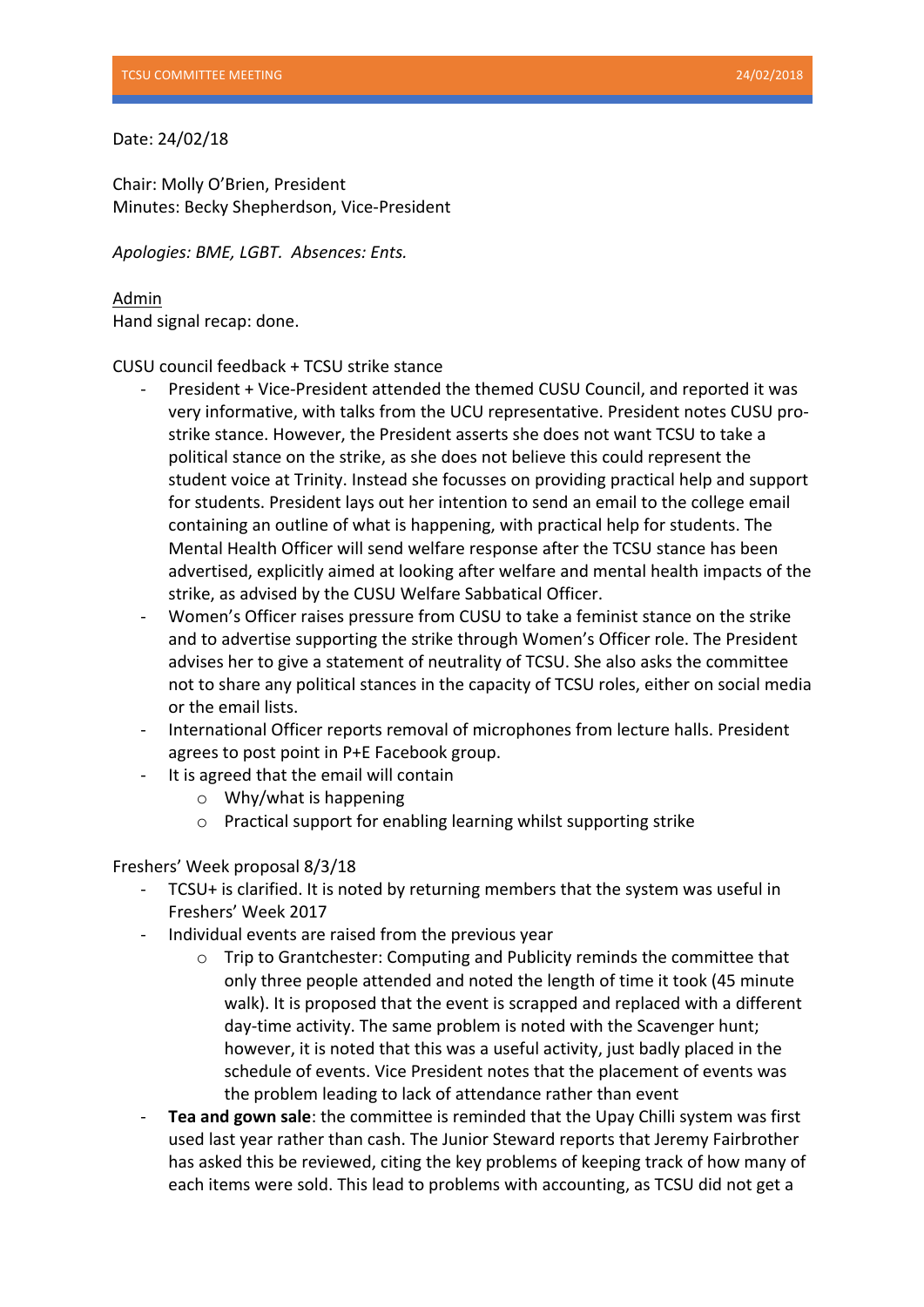Date: 24/02/18

Chair: Molly O'Brien, President
Minutes: Becky Shepherdson, Vice-President

*Apologies: BME, LGBT. Absences: Ents.*

<u>Admin</u>
Hand signal recap: done.

CUSU council feedback + TCSU strike stance

- President + Vice-President attended the themed CUSU Council, and reported it was very informative, with talks from the UCU representative. President notes CUSU pro-strike stance. However, the President asserts she does not want TCSU to take a political stance on the strike, as she does not believe this could represent the student voice at Trinity. Instead she focusses on providing practical help and support for students. President lays out her intention to send an email to the college email containing an outline of what is happening, with practical help for students. The Mental Health Officer will send welfare response after the TCSU stance has been advertised, explicitly aimed at looking after welfare and mental health impacts of the strike, as advised by the CUSU Welfare Sabbatical Officer.
- Women's Officer raises pressure from CUSU to take a feminist stance on the strike and to advertise supporting the strike through Women's Officer role. The President advises her to give a statement of neutrality of TCSU. She also asks the committee not to share any political stances in the capacity of TCSU roles, either on social media or the email lists.
- International Officer reports removal of microphones from lecture halls. President agrees to post point in P+E Facebook group.
- It is agreed that the email will contain
  - Why/what is happening
  - Practical support for enabling learning whilst supporting strike

Freshers' Week proposal 8/3/18

- TCSU+ is clarified. It is noted by returning members that the system was useful in Freshers' Week 2017
- Individual events are raised from the previous year
  - Trip to Grantchester: Computing and Publicity reminds the committee that only three people attended and noted the length of time it took (45 minute walk). It is proposed that the event is scrapped and replaced with a different day-time activity. The same problem is noted with the Scavenger hunt; however, it is noted that this was a useful activity, just badly placed in the schedule of events. Vice President notes that the placement of events was the problem leading to lack of attendance rather than event
- **Tea and gown sale**: the committee is reminded that the Upay Chilli system was first used last year rather than cash. The Junior Steward reports that Jeremy Fairbrother has asked this be reviewed, citing the key problems of keeping track of how many of each items were sold. This lead to problems with accounting, as TCSU did not get a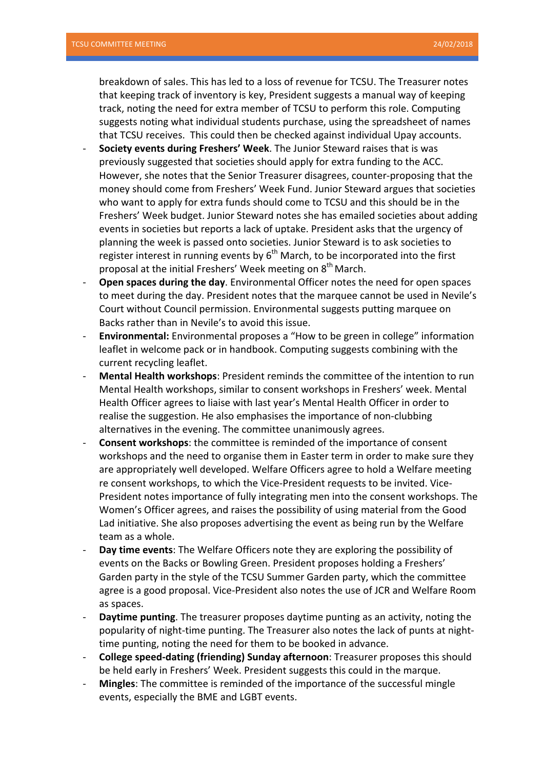breakdown of sales. This has led to a loss of revenue for TCSU. The Treasurer notes that keeping track of inventory is key, President suggests a manual way of keeping track, noting the need for extra member of TCSU to perform this role. Computing suggests noting what individual students purchase, using the spreadsheet of names that TCSU receives. This could then be checked against individual Upay accounts.

- **Society events during Freshers' Week**. The Junior Steward raises that is was previously suggested that societies should apply for extra funding to the ACC. However, she notes that the Senior Treasurer disagrees, counter-proposing that the money should come from Freshers' Week Fund. Junior Steward argues that societies who want to apply for extra funds should come to TCSU and this should be in the Freshers' Week budget. Junior Steward notes she has emailed societies about adding events in societies but reports a lack of uptake. President asks that the urgency of planning the week is passed onto societies. Junior Steward is to ask societies to register interest in running events by 6th March, to be incorporated into the first proposal at the initial Freshers' Week meeting on 8th March.
- **Open spaces during the day**. Environmental Officer notes the need for open spaces to meet during the day. President notes that the marquee cannot be used in Nevile's Court without Council permission. Environmental suggests putting marquee on Backs rather than in Nevile's to avoid this issue.
- **Environmental:** Environmental proposes a "How to be green in college" information leaflet in welcome pack or in handbook. Computing suggests combining with the current recycling leaflet.
- **Mental Health workshops**: President reminds the committee of the intention to run Mental Health workshops, similar to consent workshops in Freshers' week. Mental Health Officer agrees to liaise with last year's Mental Health Officer in order to realise the suggestion. He also emphasises the importance of non-clubbing alternatives in the evening. The committee unanimously agrees.
- **Consent workshops**: the committee is reminded of the importance of consent workshops and the need to organise them in Easter term in order to make sure they are appropriately well developed. Welfare Officers agree to hold a Welfare meeting re consent workshops, to which the Vice-President requests to be invited. Vice-President notes importance of fully integrating men into the consent workshops. The Women's Officer agrees, and raises the possibility of using material from the Good Lad initiative. She also proposes advertising the event as being run by the Welfare team as a whole.
- **Day time events**: The Welfare Officers note they are exploring the possibility of events on the Backs or Bowling Green. President proposes holding a Freshers' Garden party in the style of the TCSU Summer Garden party, which the committee agree is a good proposal. Vice-President also notes the use of JCR and Welfare Room as spaces.
- **Daytime punting**. The treasurer proposes daytime punting as an activity, noting the popularity of night-time punting. The Treasurer also notes the lack of punts at night-time punting, noting the need for them to be booked in advance.
- **College speed-dating (friending) Sunday afternoon**: Treasurer proposes this should be held early in Freshers' Week. President suggests this could in the marque.
- **Mingles**: The committee is reminded of the importance of the successful mingle events, especially the BME and LGBT events.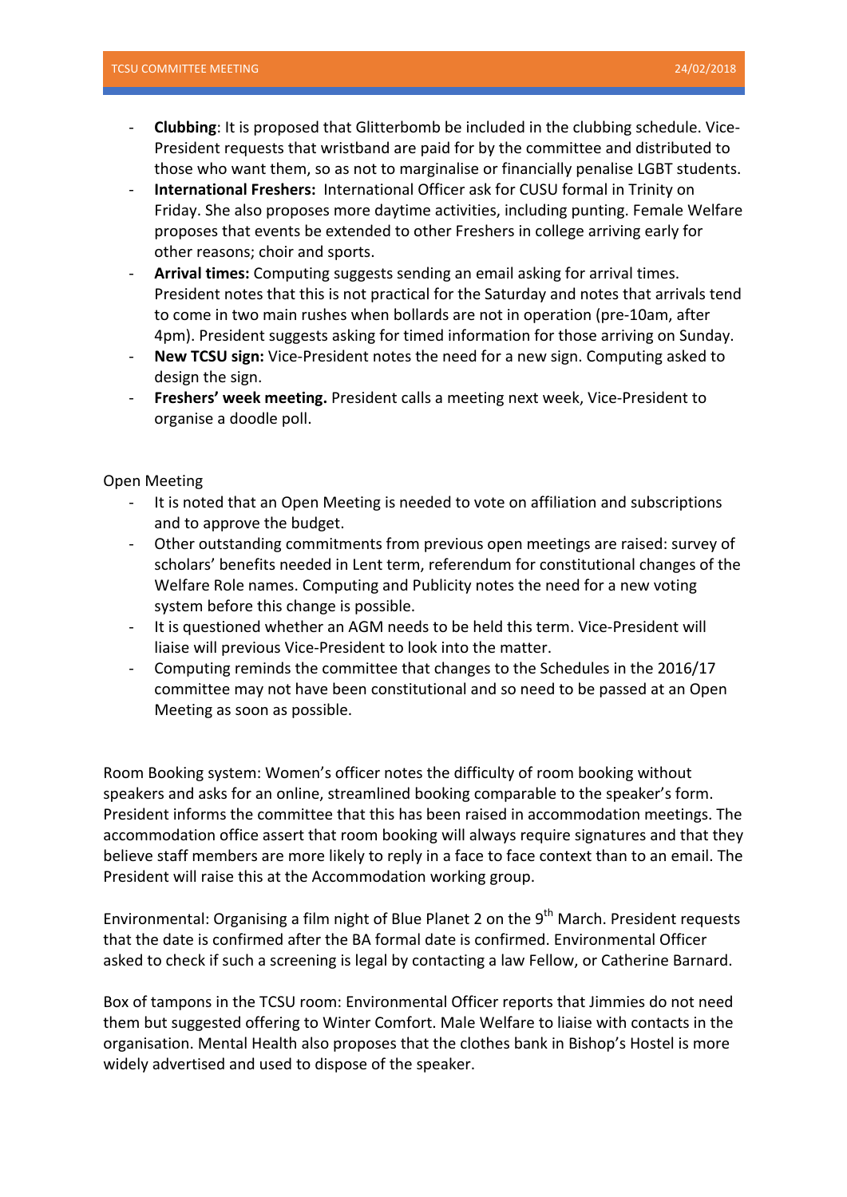- **Clubbing**: It is proposed that Glitterbomb be included in the clubbing schedule. Vice-President requests that wristband are paid for by the committee and distributed to those who want them, so as not to marginalise or financially penalise LGBT students.
- **International Freshers:** International Officer ask for CUSU formal in Trinity on Friday. She also proposes more daytime activities, including punting. Female Welfare proposes that events be extended to other Freshers in college arriving early for other reasons; choir and sports.
- **Arrival times:** Computing suggests sending an email asking for arrival times. President notes that this is not practical for the Saturday and notes that arrivals tend to come in two main rushes when bollards are not in operation (pre-10am, after 4pm). President suggests asking for timed information for those arriving on Sunday.
- **New TCSU sign:** Vice-President notes the need for a new sign. Computing asked to design the sign.
- **Freshers' week meeting.** President calls a meeting next week, Vice-President to organise a doodle poll.

Open Meeting

- It is noted that an Open Meeting is needed to vote on affiliation and subscriptions and to approve the budget.
- Other outstanding commitments from previous open meetings are raised: survey of scholars' benefits needed in Lent term, referendum for constitutional changes of the Welfare Role names. Computing and Publicity notes the need for a new voting system before this change is possible.
- It is questioned whether an AGM needs to be held this term. Vice-President will liaise will previous Vice-President to look into the matter.
- Computing reminds the committee that changes to the Schedules in the 2016/17 committee may not have been constitutional and so need to be passed at an Open Meeting as soon as possible.

Room Booking system: Women's officer notes the difficulty of room booking without speakers and asks for an online, streamlined booking comparable to the speaker's form. President informs the committee that this has been raised in accommodation meetings. The accommodation office assert that room booking will always require signatures and that they believe staff members are more likely to reply in a face to face context than to an email. The President will raise this at the Accommodation working group.

Environmental: Organising a film night of Blue Planet 2 on the 9th March. President requests that the date is confirmed after the BA formal date is confirmed. Environmental Officer asked to check if such a screening is legal by contacting a law Fellow, or Catherine Barnard.

Box of tampons in the TCSU room: Environmental Officer reports that Jimmies do not need them but suggested offering to Winter Comfort. Male Welfare to liaise with contacts in the organisation. Mental Health also proposes that the clothes bank in Bishop's Hostel is more widely advertised and used to dispose of the speaker.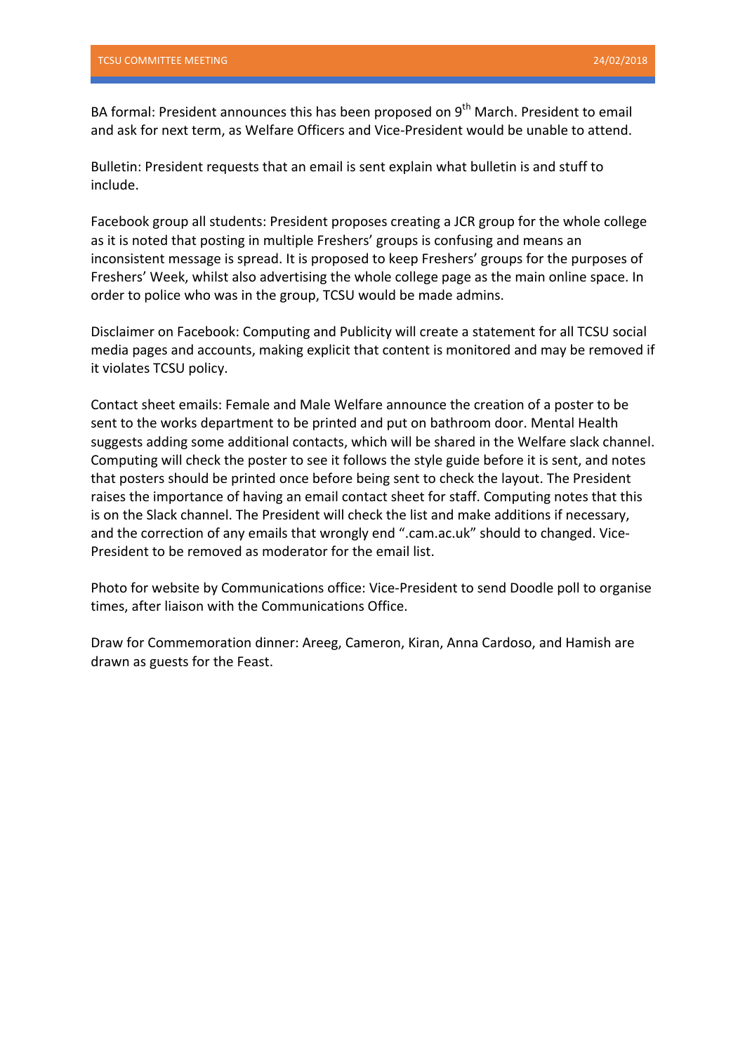BA formal: President announces this has been proposed on 9th March. President to email and ask for next term, as Welfare Officers and Vice-President would be unable to attend.

Bulletin: President requests that an email is sent explain what bulletin is and stuff to include.

Facebook group all students: President proposes creating a JCR group for the whole college as it is noted that posting in multiple Freshers' groups is confusing and means an inconsistent message is spread. It is proposed to keep Freshers' groups for the purposes of Freshers' Week, whilst also advertising the whole college page as the main online space. In order to police who was in the group, TCSU would be made admins.

Disclaimer on Facebook: Computing and Publicity will create a statement for all TCSU social media pages and accounts, making explicit that content is monitored and may be removed if it violates TCSU policy.

Contact sheet emails: Female and Male Welfare announce the creation of a poster to be sent to the works department to be printed and put on bathroom door. Mental Health suggests adding some additional contacts, which will be shared in the Welfare slack channel. Computing will check the poster to see it follows the style guide before it is sent, and notes that posters should be printed once before being sent to check the layout. The President raises the importance of having an email contact sheet for staff. Computing notes that this is on the Slack channel. The President will check the list and make additions if necessary, and the correction of any emails that wrongly end ".cam.ac.uk" should to changed. Vice-President to be removed as moderator for the email list.

Photo for website by Communications office: Vice-President to send Doodle poll to organise times, after liaison with the Communications Office.

Draw for Commemoration dinner: Areeg, Cameron, Kiran, Anna Cardoso, and Hamish are drawn as guests for the Feast.